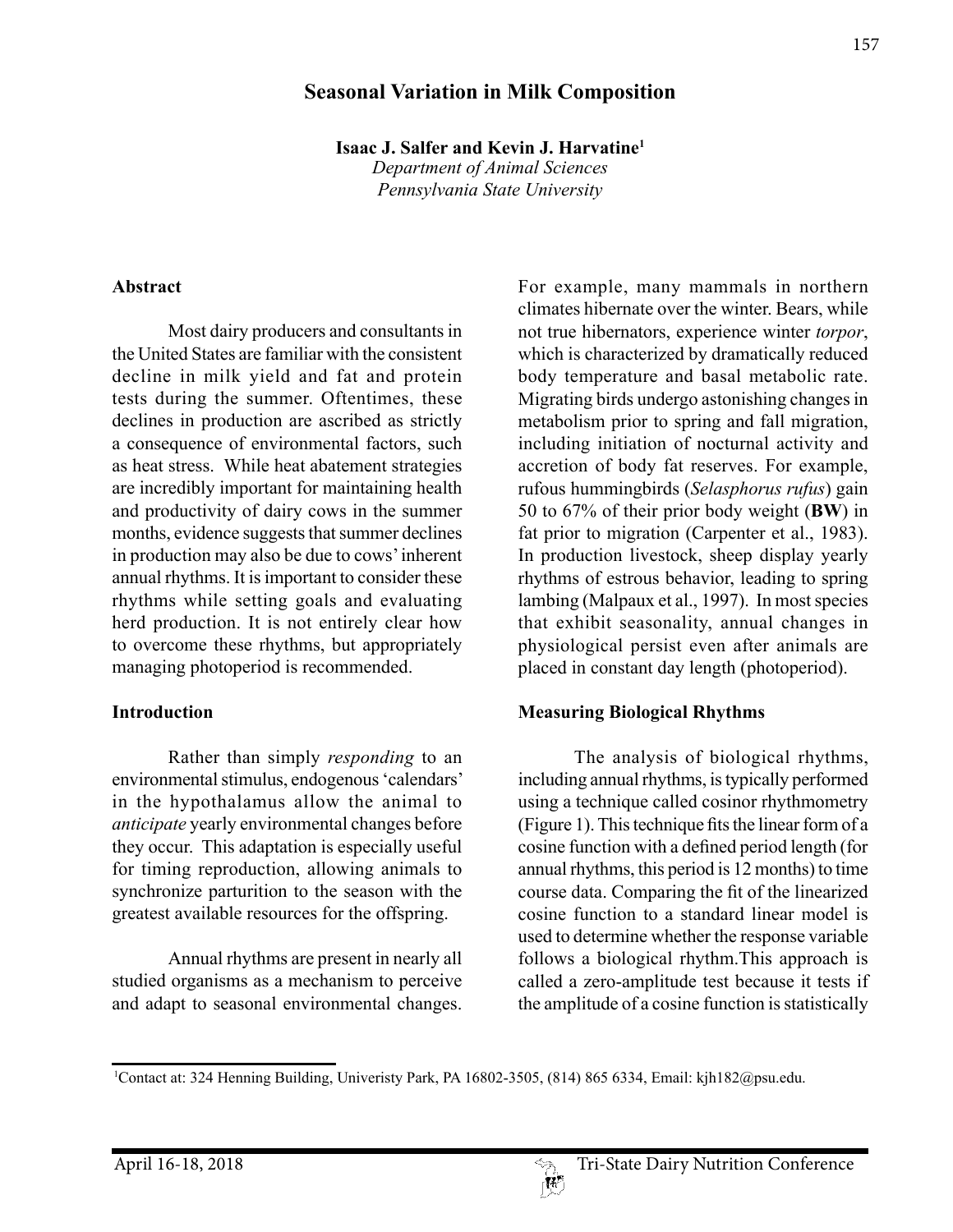# Seasonal Variation in Milk Composition

**Isaac J. Salfer and Kevin J. Harvatine[1]**
*Department of Animal Sciences*
*Pennsylvania State University*

## Abstract

Most dairy producers and consultants in the United States are familiar with the consistent decline in milk yield and fat and protein tests during the summer. Oftentimes, these declines in production are ascribed as strictly a consequence of environmental factors, such as heat stress. While heat abatement strategies are incredibly important for maintaining health and productivity of dairy cows in the summer months, evidence suggests that summer declines in production may also be due to cows' inherent annual rhythms. It is important to consider these rhythms while setting goals and evaluating herd production. It is not entirely clear how to overcome these rhythms, but appropriately managing photoperiod is recommended.

## Introduction

Rather than simply *responding* to an environmental stimulus, endogenous 'calendars' in the hypothalamus allow the animal to *anticipate* yearly environmental changes before they occur. This adaptation is especially useful for timing reproduction, allowing animals to synchronize parturition to the season with the greatest available resources for the offspring.

Annual rhythms are present in nearly all studied organisms as a mechanism to perceive and adapt to seasonal environmental changes. For example, many mammals in northern climates hibernate over the winter. Bears, while not true hibernators, experience winter *torpor*, which is characterized by dramatically reduced body temperature and basal metabolic rate. Migrating birds undergo astonishing changes in metabolism prior to spring and fall migration, including initiation of nocturnal activity and accretion of body fat reserves. For example, rufous hummingbirds (*Selasphorus rufus*) gain 50 to 67% of their prior body weight (**BW**) in fat prior to migration (Carpenter et al., 1983). In production livestock, sheep display yearly rhythms of estrous behavior, leading to spring lambing (Malpaux et al., 1997). In most species that exhibit seasonality, annual changes in physiological persist even after animals are placed in constant day length (photoperiod).

## Measuring Biological Rhythms

The analysis of biological rhythms, including annual rhythms, is typically performed using a technique called cosinor rhythmometry (Figure 1). This technique fits the linear form of a cosine function with a defined period length (for annual rhythms, this period is 12 months) to time course data. Comparing the fit of the linearized cosine function to a standard linear model is used to determine whether the response variable follows a biological rhythm.This approach is called a zero-amplitude test because it tests if the amplitude of a cosine function is statistically

[1]Contact at: 324 Henning Building, Univeristy Park, PA 16802-3505, (814) 865 6334, Email: kjh182@psu.edu.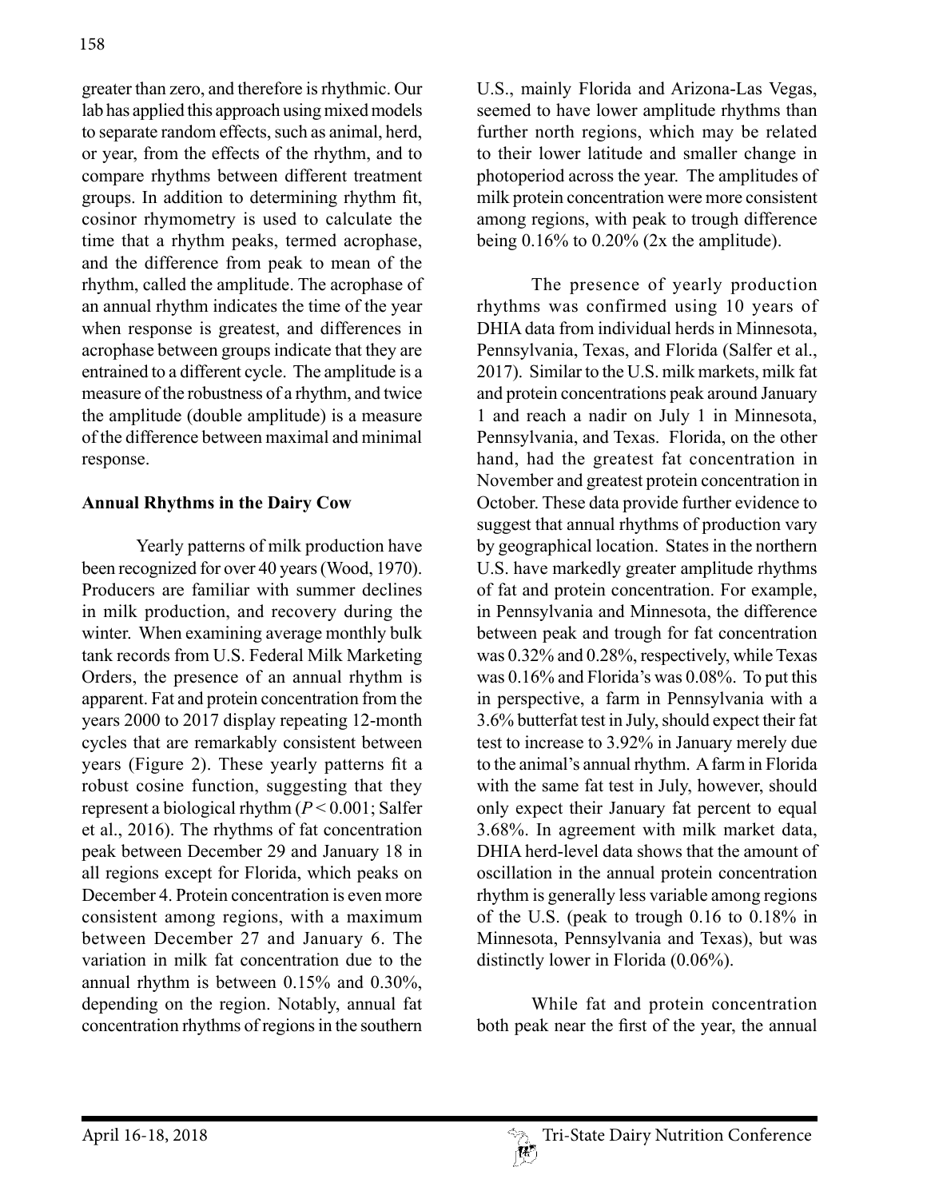greater than zero, and therefore is rhythmic. Our lab has applied this approach using mixed models to separate random effects, such as animal, herd, or year, from the effects of the rhythm, and to compare rhythms between different treatment groups. In addition to determining rhythm fit, cosinor rhymometry is used to calculate the time that a rhythm peaks, termed acrophase, and the difference from peak to mean of the rhythm, called the amplitude. The acrophase of an annual rhythm indicates the time of the year when response is greatest, and differences in acrophase between groups indicate that they are entrained to a different cycle. The amplitude is a measure of the robustness of a rhythm, and twice the amplitude (double amplitude) is a measure of the difference between maximal and minimal response.

## Annual Rhythms in the Dairy Cow

Yearly patterns of milk production have been recognized for over 40 years (Wood, 1970). Producers are familiar with summer declines in milk production, and recovery during the winter. When examining average monthly bulk tank records from U.S. Federal Milk Marketing Orders, the presence of an annual rhythm is apparent. Fat and protein concentration from the years 2000 to 2017 display repeating 12-month cycles that are remarkably consistent between years (Figure 2). These yearly patterns fit a robust cosine function, suggesting that they represent a biological rhythm ($P < 0.001$; Salfer et al., 2016). The rhythms of fat concentration peak between December 29 and January 18 in all regions except for Florida, which peaks on December 4. Protein concentration is even more consistent among regions, with a maximum between December 27 and January 6. The variation in milk fat concentration due to the annual rhythm is between 0.15% and 0.30%, depending on the region. Notably, annual fat concentration rhythms of regions in the southern U.S., mainly Florida and Arizona-Las Vegas, seemed to have lower amplitude rhythms than further north regions, which may be related to their lower latitude and smaller change in photoperiod across the year. The amplitudes of milk protein concentration were more consistent among regions, with peak to trough difference being 0.16% to 0.20% (2x the amplitude).

The presence of yearly production rhythms was confirmed using 10 years of DHIA data from individual herds in Minnesota, Pennsylvania, Texas, and Florida (Salfer et al., 2017). Similar to the U.S. milk markets, milk fat and protein concentrations peak around January 1 and reach a nadir on July 1 in Minnesota, Pennsylvania, and Texas. Florida, on the other hand, had the greatest fat concentration in November and greatest protein concentration in October. These data provide further evidence to suggest that annual rhythms of production vary by geographical location. States in the northern U.S. have markedly greater amplitude rhythms of fat and protein concentration. For example, in Pennsylvania and Minnesota, the difference between peak and trough for fat concentration was 0.32% and 0.28%, respectively, while Texas was 0.16% and Florida's was 0.08%. To put this in perspective, a farm in Pennsylvania with a 3.6% butterfat test in July, should expect their fat test to increase to 3.92% in January merely due to the animal's annual rhythm. A farm in Florida with the same fat test in July, however, should only expect their January fat percent to equal 3.68%. In agreement with milk market data, DHIA herd-level data shows that the amount of oscillation in the annual protein concentration rhythm is generally less variable among regions of the U.S. (peak to trough 0.16 to 0.18% in Minnesota, Pennsylvania and Texas), but was distinctly lower in Florida (0.06%).

While fat and protein concentration both peak near the first of the year, the annual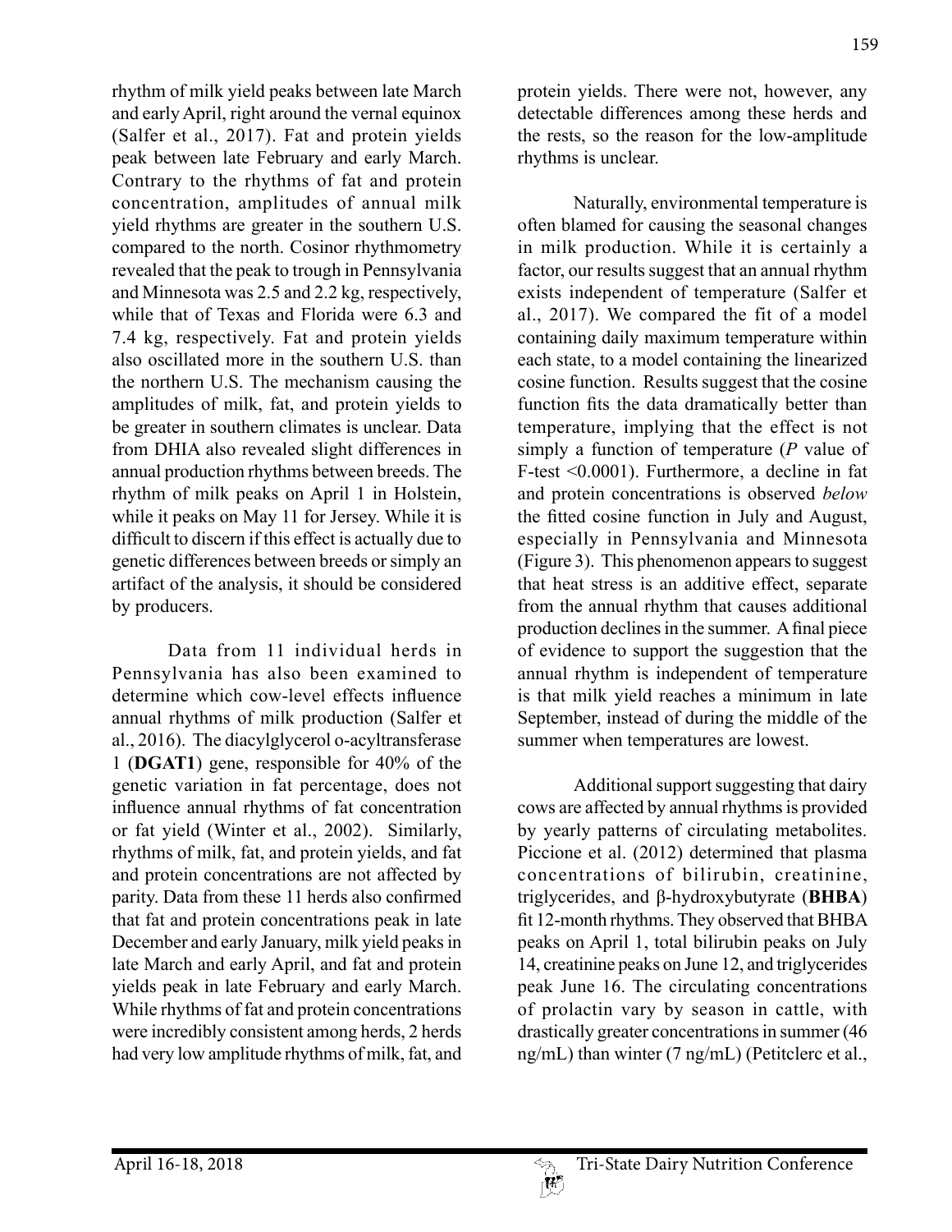rhythm of milk yield peaks between late March and early April, right around the vernal equinox (Salfer et al., 2017). Fat and protein yields peak between late February and early March. Contrary to the rhythms of fat and protein concentration, amplitudes of annual milk yield rhythms are greater in the southern U.S. compared to the north. Cosinor rhythmometry revealed that the peak to trough in Pennsylvania and Minnesota was 2.5 and 2.2 kg, respectively, while that of Texas and Florida were 6.3 and 7.4 kg, respectively. Fat and protein yields also oscillated more in the southern U.S. than the northern U.S. The mechanism causing the amplitudes of milk, fat, and protein yields to be greater in southern climates is unclear. Data from DHIA also revealed slight differences in annual production rhythms between breeds. The rhythm of milk peaks on April 1 in Holstein, while it peaks on May 11 for Jersey. While it is difficult to discern if this effect is actually due to genetic differences between breeds or simply an artifact of the analysis, it should be considered by producers.

Data from 11 individual herds in Pennsylvania has also been examined to determine which cow-level effects influence annual rhythms of milk production (Salfer et al., 2016). The diacylglycerol o-acyltransferase 1 (**DGAT1**) gene, responsible for 40% of the genetic variation in fat percentage, does not influence annual rhythms of fat concentration or fat yield (Winter et al., 2002). Similarly, rhythms of milk, fat, and protein yields, and fat and protein concentrations are not affected by parity. Data from these 11 herds also confirmed that fat and protein concentrations peak in late December and early January, milk yield peaks in late March and early April, and fat and protein yields peak in late February and early March. While rhythms of fat and protein concentrations were incredibly consistent among herds, 2 herds had very low amplitude rhythms of milk, fat, and protein yields. There were not, however, any detectable differences among these herds and the rests, so the reason for the low-amplitude rhythms is unclear.

Naturally, environmental temperature is often blamed for causing the seasonal changes in milk production. While it is certainly a factor, our results suggest that an annual rhythm exists independent of temperature (Salfer et al., 2017). We compared the fit of a model containing daily maximum temperature within each state, to a model containing the linearized cosine function. Results suggest that the cosine function fits the data dramatically better than temperature, implying that the effect is not simply a function of temperature ($P$ value of F-test $<0.0001$). Furthermore, a decline in fat and protein concentrations is observed *below* the fitted cosine function in July and August, especially in Pennsylvania and Minnesota (Figure 3). This phenomenon appears to suggest that heat stress is an additive effect, separate from the annual rhythm that causes additional production declines in the summer. A final piece of evidence to support the suggestion that the annual rhythm is independent of temperature is that milk yield reaches a minimum in late September, instead of during the middle of the summer when temperatures are lowest.

Additional support suggesting that dairy cows are affected by annual rhythms is provided by yearly patterns of circulating metabolites. Piccione et al. (2012) determined that plasma concentrations of bilirubin, creatinine, triglycerides, and β-hydroxybutyrate (**BHBA**) fit 12-month rhythms. They observed that BHBA peaks on April 1, total bilirubin peaks on July 14, creatinine peaks on June 12, and triglycerides peak June 16. The circulating concentrations of prolactin vary by season in cattle, with drastically greater concentrations in summer (46 ng/mL) than winter (7 ng/mL) (Petitclerc et al.,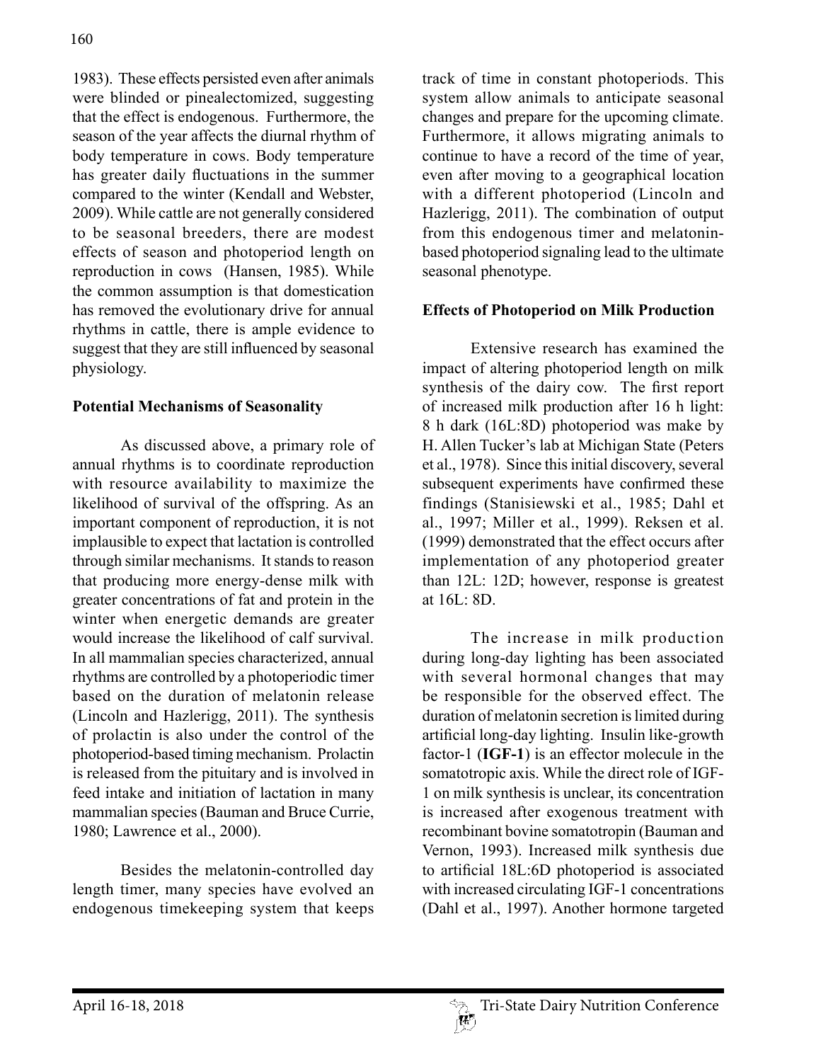1983). These effects persisted even after animals were blinded or pinealectomized, suggesting that the effect is endogenous. Furthermore, the season of the year affects the diurnal rhythm of body temperature in cows. Body temperature has greater daily fluctuations in the summer compared to the winter (Kendall and Webster, 2009). While cattle are not generally considered to be seasonal breeders, there are modest effects of season and photoperiod length on reproduction in cows (Hansen, 1985). While the common assumption is that domestication has removed the evolutionary drive for annual rhythms in cattle, there is ample evidence to suggest that they are still influenced by seasonal physiology.

## Potential Mechanisms of Seasonality

As discussed above, a primary role of annual rhythms is to coordinate reproduction with resource availability to maximize the likelihood of survival of the offspring. As an important component of reproduction, it is not implausible to expect that lactation is controlled through similar mechanisms. It stands to reason that producing more energy-dense milk with greater concentrations of fat and protein in the winter when energetic demands are greater would increase the likelihood of calf survival. In all mammalian species characterized, annual rhythms are controlled by a photoperiodic timer based on the duration of melatonin release (Lincoln and Hazlerigg, 2011). The synthesis of prolactin is also under the control of the photoperiod-based timing mechanism. Prolactin is released from the pituitary and is involved in feed intake and initiation of lactation in many mammalian species (Bauman and Bruce Currie, 1980; Lawrence et al., 2000).

Besides the melatonin-controlled day length timer, many species have evolved an endogenous timekeeping system that keeps track of time in constant photoperiods. This system allow animals to anticipate seasonal changes and prepare for the upcoming climate. Furthermore, it allows migrating animals to continue to have a record of the time of year, even after moving to a geographical location with a different photoperiod (Lincoln and Hazlerigg, 2011). The combination of output from this endogenous timer and melatonin-based photoperiod signaling lead to the ultimate seasonal phenotype.

## Effects of Photoperiod on Milk Production

Extensive research has examined the impact of altering photoperiod length on milk synthesis of the dairy cow. The first report of increased milk production after 16 h light: 8 h dark (16L:8D) photoperiod was make by H. Allen Tucker's lab at Michigan State (Peters et al., 1978). Since this initial discovery, several subsequent experiments have confirmed these findings (Stanisiewski et al., 1985; Dahl et al., 1997; Miller et al., 1999). Reksen et al. (1999) demonstrated that the effect occurs after implementation of any photoperiod greater than 12L: 12D; however, response is greatest at 16L: 8D.

The increase in milk production during long-day lighting has been associated with several hormonal changes that may be responsible for the observed effect. The duration of melatonin secretion is limited during artificial long-day lighting. Insulin like-growth factor-1 (**IGF-1**) is an effector molecule in the somatotropic axis. While the direct role of IGF-1 on milk synthesis is unclear, its concentration is increased after exogenous treatment with recombinant bovine somatotropin (Bauman and Vernon, 1993). Increased milk synthesis due to artificial 18L:6D photoperiod is associated with increased circulating IGF-1 concentrations (Dahl et al., 1997). Another hormone targeted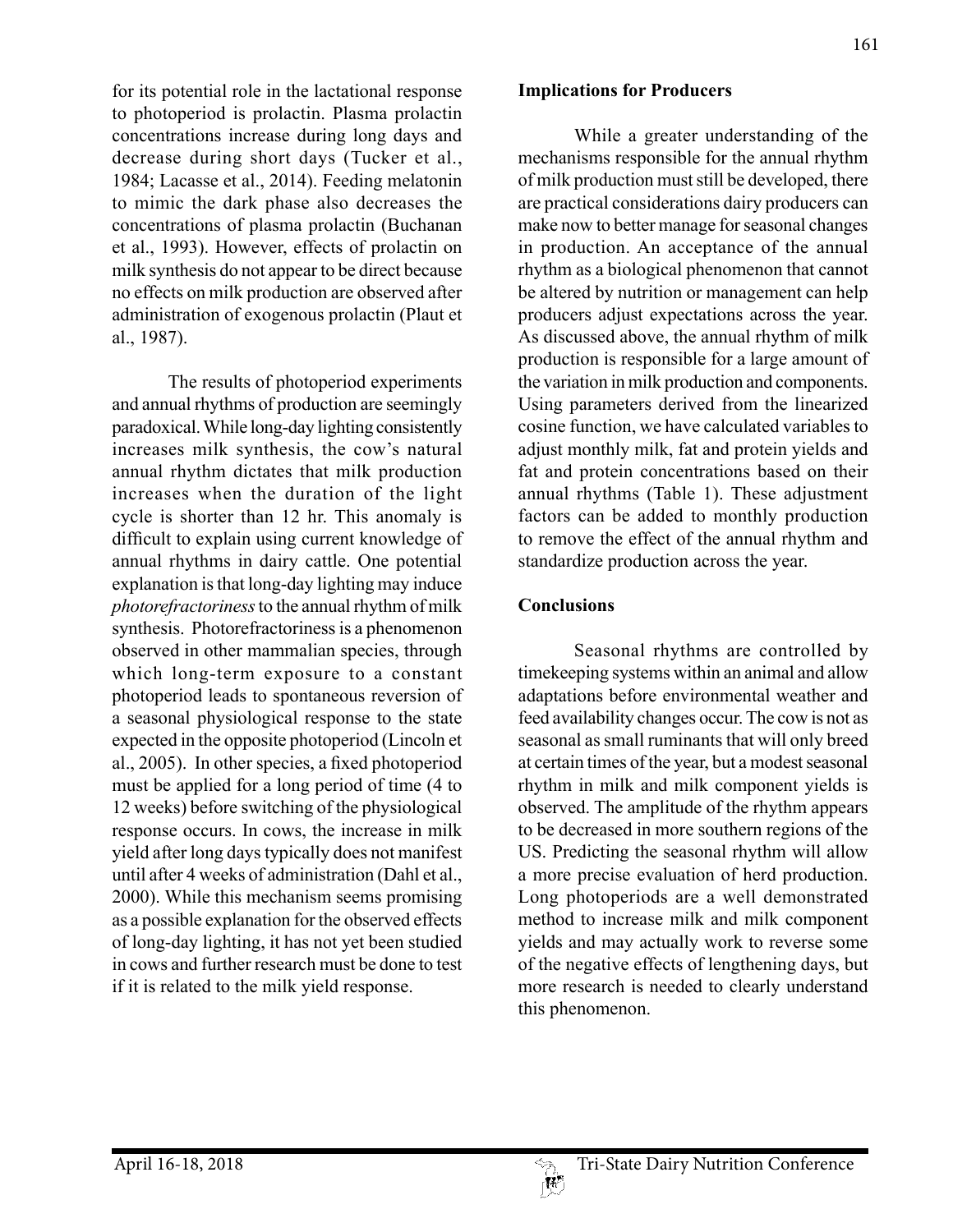for its potential role in the lactational response to photoperiod is prolactin. Plasma prolactin concentrations increase during long days and decrease during short days (Tucker et al., 1984; Lacasse et al., 2014). Feeding melatonin to mimic the dark phase also decreases the concentrations of plasma prolactin (Buchanan et al., 1993). However, effects of prolactin on milk synthesis do not appear to be direct because no effects on milk production are observed after administration of exogenous prolactin (Plaut et al., 1987).

The results of photoperiod experiments and annual rhythms of production are seemingly paradoxical. While long-day lighting consistently increases milk synthesis, the cow's natural annual rhythm dictates that milk production increases when the duration of the light cycle is shorter than 12 hr. This anomaly is difficult to explain using current knowledge of annual rhythms in dairy cattle. One potential explanation is that long-day lighting may induce *photorefractoriness* to the annual rhythm of milk synthesis. Photorefractoriness is a phenomenon observed in other mammalian species, through which long-term exposure to a constant photoperiod leads to spontaneous reversion of a seasonal physiological response to the state expected in the opposite photoperiod (Lincoln et al., 2005). In other species, a fixed photoperiod must be applied for a long period of time (4 to 12 weeks) before switching of the physiological response occurs. In cows, the increase in milk yield after long days typically does not manifest until after 4 weeks of administration (Dahl et al., 2000). While this mechanism seems promising as a possible explanation for the observed effects of long-day lighting, it has not yet been studied in cows and further research must be done to test if it is related to the milk yield response.

## Implications for Producers

While a greater understanding of the mechanisms responsible for the annual rhythm of milk production must still be developed, there are practical considerations dairy producers can make now to better manage for seasonal changes in production. An acceptance of the annual rhythm as a biological phenomenon that cannot be altered by nutrition or management can help producers adjust expectations across the year. As discussed above, the annual rhythm of milk production is responsible for a large amount of the variation in milk production and components. Using parameters derived from the linearized cosine function, we have calculated variables to adjust monthly milk, fat and protein yields and fat and protein concentrations based on their annual rhythms (Table 1). These adjustment factors can be added to monthly production to remove the effect of the annual rhythm and standardize production across the year.

## Conclusions

Seasonal rhythms are controlled by timekeeping systems within an animal and allow adaptations before environmental weather and feed availability changes occur. The cow is not as seasonal as small ruminants that will only breed at certain times of the year, but a modest seasonal rhythm in milk and milk component yields is observed. The amplitude of the rhythm appears to be decreased in more southern regions of the US. Predicting the seasonal rhythm will allow a more precise evaluation of herd production. Long photoperiods are a well demonstrated method to increase milk and milk component yields and may actually work to reverse some of the negative effects of lengthening days, but more research is needed to clearly understand this phenomenon.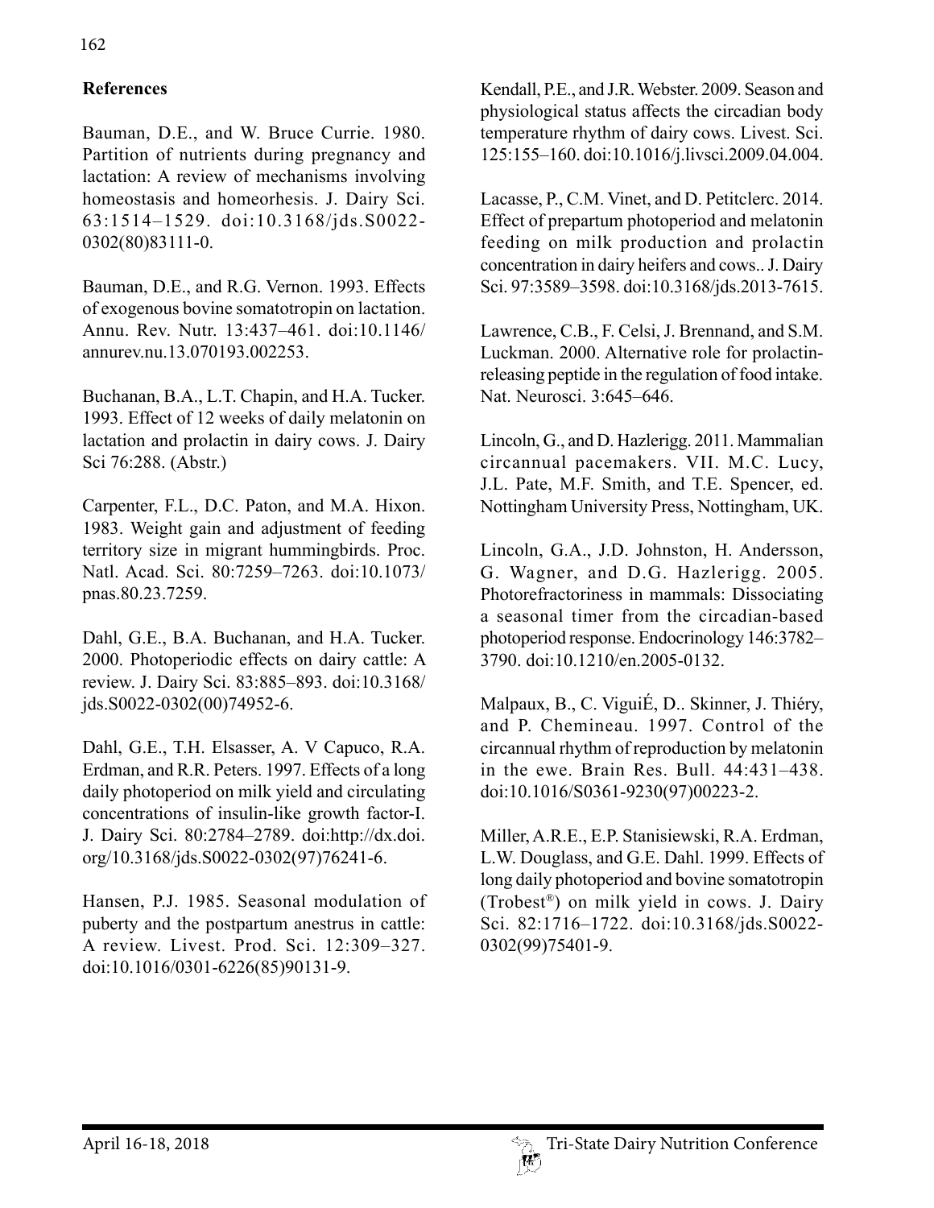## References

Bauman, D.E., and W. Bruce Currie. 1980. Partition of nutrients during pregnancy and lactation: A review of mechanisms involving homeostasis and homeorhesis. J. Dairy Sci. 63:1514–1529. doi:10.3168/jds.S0022-0302(80)83111-0.

Bauman, D.E., and R.G. Vernon. 1993. Effects of exogenous bovine somatotropin on lactation. Annu. Rev. Nutr. 13:437–461. doi:10.1146/annurev.nu.13.070193.002253.

Buchanan, B.A., L.T. Chapin, and H.A. Tucker. 1993. Effect of 12 weeks of daily melatonin on lactation and prolactin in dairy cows. J. Dairy Sci 76:288. (Abstr.)

Carpenter, F.L., D.C. Paton, and M.A. Hixon. 1983. Weight gain and adjustment of feeding territory size in migrant hummingbirds. Proc. Natl. Acad. Sci. 80:7259–7263. doi:10.1073/pnas.80.23.7259.

Dahl, G.E., B.A. Buchanan, and H.A. Tucker. 2000. Photoperiodic effects on dairy cattle: A review. J. Dairy Sci. 83:885–893. doi:10.3168/jds.S0022-0302(00)74952-6.

Dahl, G.E., T.H. Elsasser, A. V Capuco, R.A. Erdman, and R.R. Peters. 1997. Effects of a long daily photoperiod on milk yield and circulating concentrations of insulin-like growth factor-I. J. Dairy Sci. 80:2784–2789. doi:http://dx.doi.org/10.3168/jds.S0022-0302(97)76241-6.

Hansen, P.J. 1985. Seasonal modulation of puberty and the postpartum anestrus in cattle: A review. Livest. Prod. Sci. 12:309–327. doi:10.1016/0301-6226(85)90131-9.

Kendall, P.E., and J.R. Webster. 2009. Season and physiological status affects the circadian body temperature rhythm of dairy cows. Livest. Sci. 125:155–160. doi:10.1016/j.livsci.2009.04.004.

Lacasse, P., C.M. Vinet, and D. Petitclerc. 2014. Effect of prepartum photoperiod and melatonin feeding on milk production and prolactin concentration in dairy heifers and cows.. J. Dairy Sci. 97:3589–3598. doi:10.3168/jds.2013-7615.

Lawrence, C.B., F. Celsi, J. Brennand, and S.M. Luckman. 2000. Alternative role for prolactin-releasing peptide in the regulation of food intake. Nat. Neurosci. 3:645–646.

Lincoln, G., and D. Hazlerigg. 2011. Mammalian circannual pacemakers. VII. M.C. Lucy, J.L. Pate, M.F. Smith, and T.E. Spencer, ed. Nottingham University Press, Nottingham, UK.

Lincoln, G.A., J.D. Johnston, H. Andersson, G. Wagner, and D.G. Hazlerigg. 2005. Photorefractoriness in mammals: Dissociating a seasonal timer from the circadian-based photoperiod response. Endocrinology 146:3782–3790. doi:10.1210/en.2005-0132.

Malpaux, B., C. ViguiÉ, D.. Skinner, J. Thiéry, and P. Chemineau. 1997. Control of the circannual rhythm of reproduction by melatonin in the ewe. Brain Res. Bull. 44:431–438. doi:10.1016/S0361-9230(97)00223-2.

Miller, A.R.E., E.P. Stanisiewski, R.A. Erdman, L.W. Douglass, and G.E. Dahl. 1999. Effects of long daily photoperiod and bovine somatotropin (Trobest®) on milk yield in cows. J. Dairy Sci. 82:1716–1722. doi:10.3168/jds.S0022-0302(99)75401-9.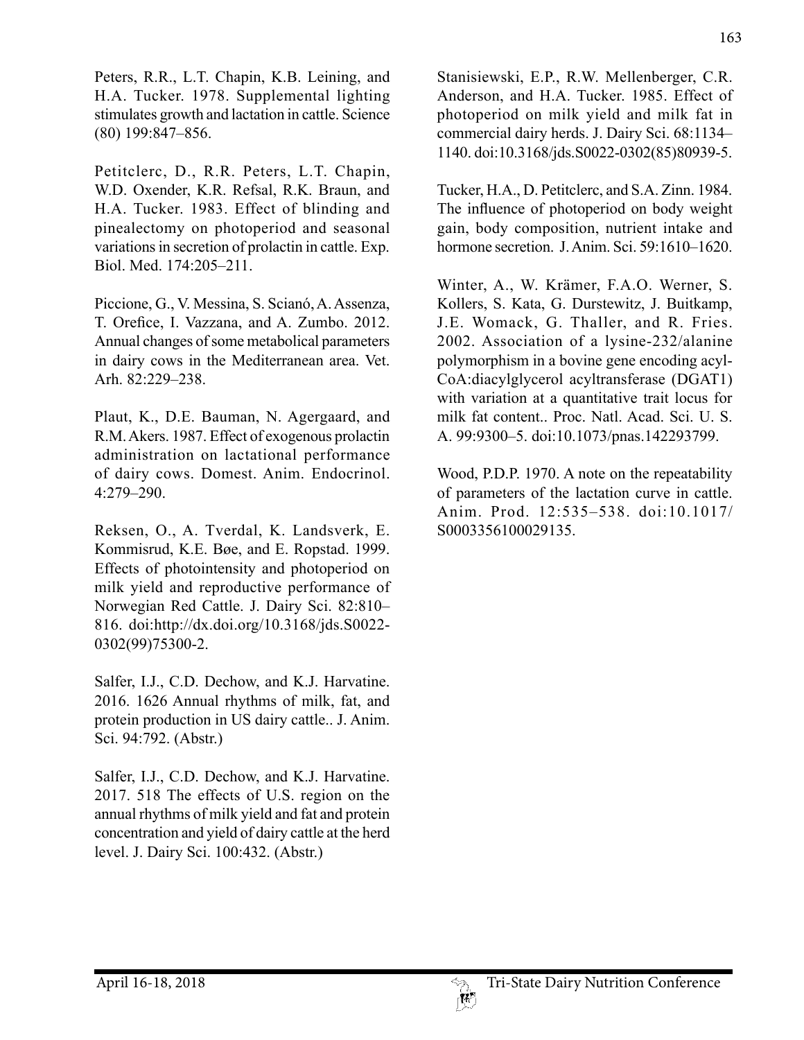Peters, R.R., L.T. Chapin, K.B. Leining, and H.A. Tucker. 1978. Supplemental lighting stimulates growth and lactation in cattle. Science (80) 199:847–856.

Petitclerc, D., R.R. Peters, L.T. Chapin, W.D. Oxender, K.R. Refsal, R.K. Braun, and H.A. Tucker. 1983. Effect of blinding and pinealectomy on photoperiod and seasonal variations in secretion of prolactin in cattle. Exp. Biol. Med. 174:205–211.

Piccione, G., V. Messina, S. Scianó, A. Assenza, T. Orefice, I. Vazzana, and A. Zumbo. 2012. Annual changes of some metabolical parameters in dairy cows in the Mediterranean area. Vet. Arh. 82:229–238.

Plaut, K., D.E. Bauman, N. Agergaard, and R.M. Akers. 1987. Effect of exogenous prolactin administration on lactational performance of dairy cows. Domest. Anim. Endocrinol. 4:279–290.

Reksen, O., A. Tverdal, K. Landsverk, E. Kommisrud, K.E. Bøe, and E. Ropstad. 1999. Effects of photointensity and photoperiod on milk yield and reproductive performance of Norwegian Red Cattle. J. Dairy Sci. 82:810–816. doi:http://dx.doi.org/10.3168/jds.S0022-0302(99)75300-2.

Salfer, I.J., C.D. Dechow, and K.J. Harvatine. 2016. 1626 Annual rhythms of milk, fat, and protein production in US dairy cattle.. J. Anim. Sci. 94:792. (Abstr.)

Salfer, I.J., C.D. Dechow, and K.J. Harvatine. 2017. 518 The effects of U.S. region on the annual rhythms of milk yield and fat and protein concentration and yield of dairy cattle at the herd level. J. Dairy Sci. 100:432. (Abstr.)

Stanisiewski, E.P., R.W. Mellenberger, C.R. Anderson, and H.A. Tucker. 1985. Effect of photoperiod on milk yield and milk fat in commercial dairy herds. J. Dairy Sci. 68:1134–1140. doi:10.3168/jds.S0022-0302(85)80939-5.

Tucker, H.A., D. Petitclerc, and S.A. Zinn. 1984. The influence of photoperiod on body weight gain, body composition, nutrient intake and hormone secretion. J. Anim. Sci. 59:1610–1620.

Winter, A., W. Krämer, F.A.O. Werner, S. Kollers, S. Kata, G. Durstewitz, J. Buitkamp, J.E. Womack, G. Thaller, and R. Fries. 2002. Association of a lysine-232/alanine polymorphism in a bovine gene encoding acyl-CoA:diacylglycerol acyltransferase (DGAT1) with variation at a quantitative trait locus for milk fat content.. Proc. Natl. Acad. Sci. U. S. A. 99:9300–5. doi:10.1073/pnas.142293799.

Wood, P.D.P. 1970. A note on the repeatability of parameters of the lactation curve in cattle. Anim. Prod. 12:535–538. doi:10.1017/S0003356100029135.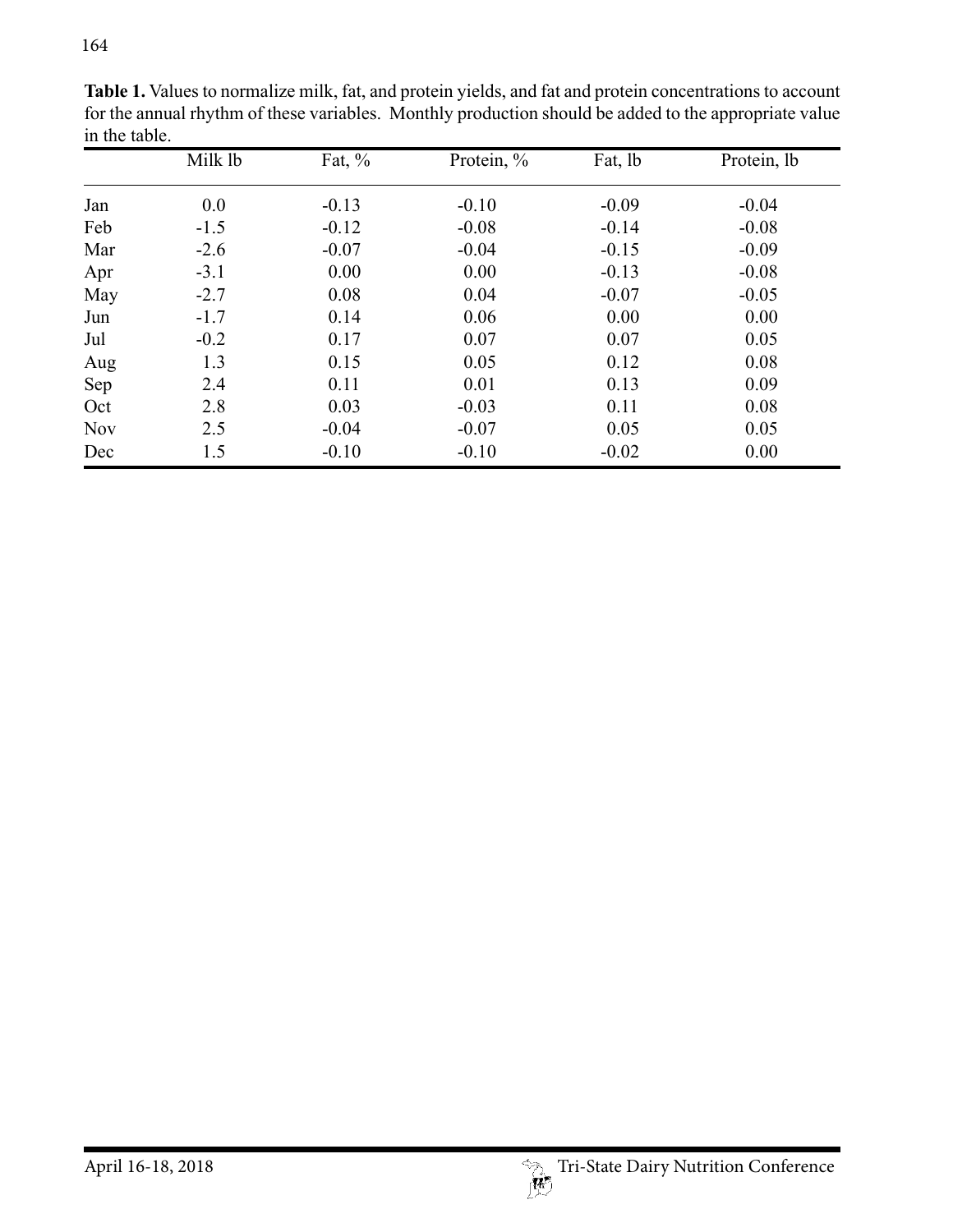**Table 1.** Values to normalize milk, fat, and protein yields, and fat and protein concentrations to account for the annual rhythm of these variables. Monthly production should be added to the appropriate value in the table.

| | Milk lb | Fat, % | Protein, % | Fat, lb | Protein, lb |
|---|---|---|---|---|---|
| Jan | 0.0 | -0.13 | -0.10 | -0.09 | -0.04 |
| Feb | -1.5 | -0.12 | -0.08 | -0.14 | -0.08 |
| Mar | -2.6 | -0.07 | -0.04 | -0.15 | -0.09 |
| Apr | -3.1 | 0.00 | 0.00 | -0.13 | -0.08 |
| May | -2.7 | 0.08 | 0.04 | -0.07 | -0.05 |
| Jun | -1.7 | 0.14 | 0.06 | 0.00 | 0.00 |
| Jul | -0.2 | 0.17 | 0.07 | 0.07 | 0.05 |
| Aug | 1.3 | 0.15 | 0.05 | 0.12 | 0.08 |
| Sep | 2.4 | 0.11 | 0.01 | 0.13 | 0.09 |
| Oct | 2.8 | 0.03 | -0.03 | 0.11 | 0.08 |
| Nov | 2.5 | -0.04 | -0.07 | 0.05 | 0.05 |
| Dec | 1.5 | -0.10 | -0.10 | -0.02 | 0.00 |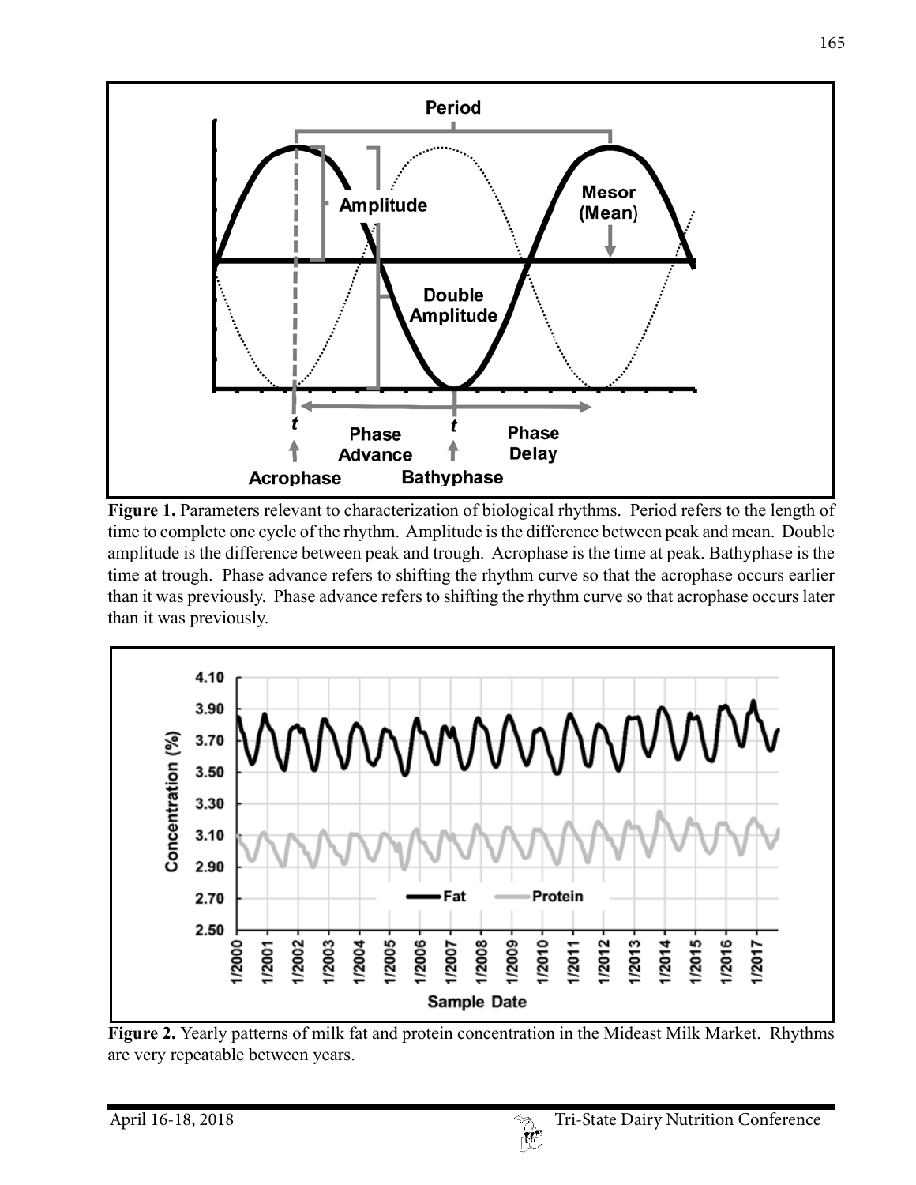**Figure 1.** Parameters relevant to characterization of biological rhythms. Period refers to the length of time to complete one cycle of the rhythm. Amplitude is the difference between peak and mean. Double amplitude is the difference between peak and trough. Acrophase is the time at peak. Bathyphase is the time at trough. Phase advance refers to shifting the rhythm curve so that the acrophase occurs earlier than it was previously. Phase advance refers to shifting the rhythm curve so that acrophase occurs later than it was previously.

**Figure 2.** Yearly patterns of milk fat and protein concentration in the Mideast Milk Market. Rhythms are very repeatable between years.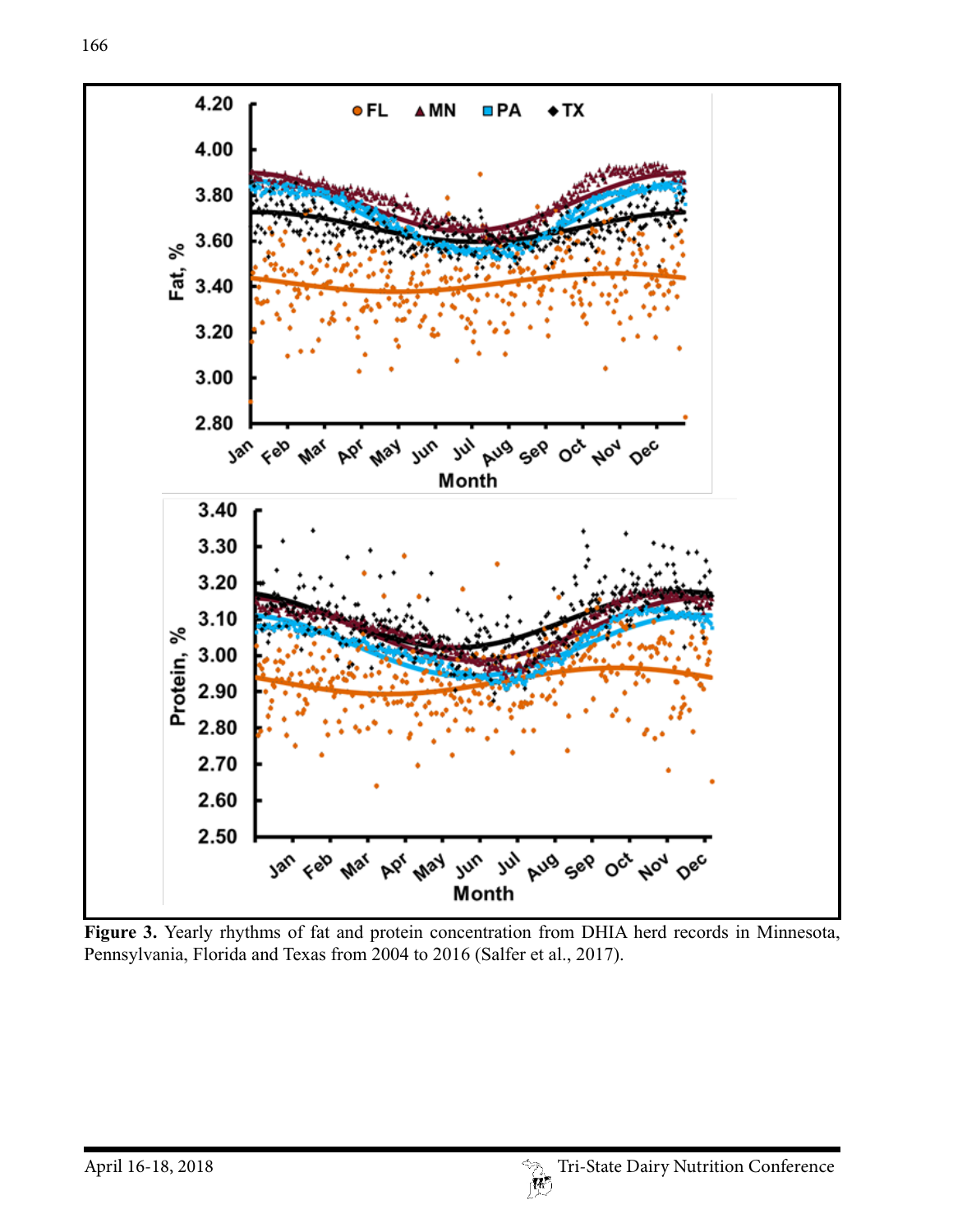4.20

4.00

3.80

3.60

3.40

3.20

3.00

2.80

Fat, %

FL MN PA TX

Jan Feb Mar Apr May Jun Jul Aug Sep Oct Nov Dec

Month

3.40

3.30

3.20

3.10

3.00

2.90

2.80

2.70

2.60

2.50

Protein, %

Jan Feb Mar Apr May Jun Jul Aug Sep Oct Nov Dec

Month

**Figure 3.** Yearly rhythms of fat and protein concentration from DHIA herd records in Minnesota, Pennsylvania, Florida and Texas from 2004 to 2016 (Salfer et al., 2017).